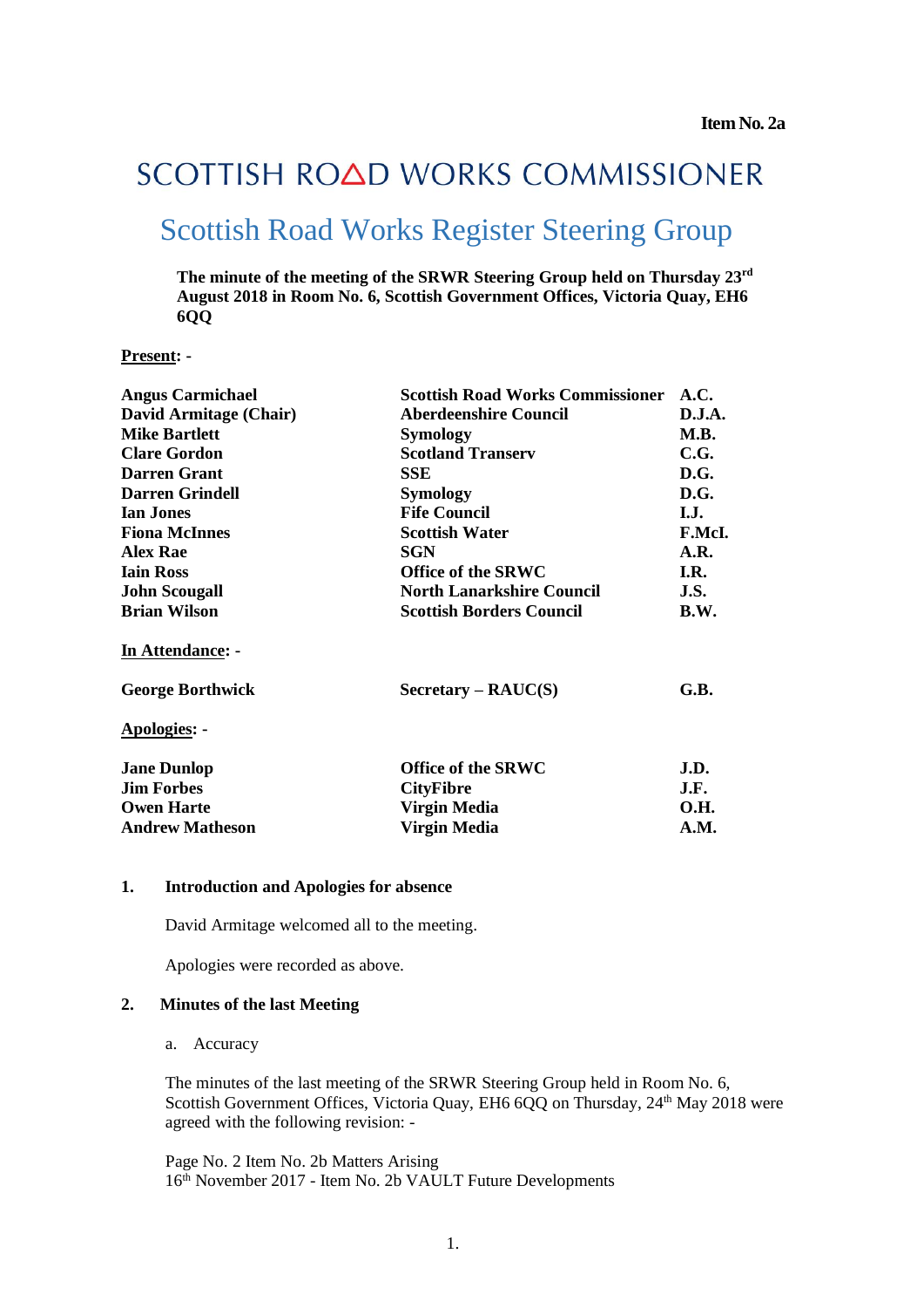**Item No. 2a**

# SCOTTISH ROAD WORKS COMMISSIONER

## Scottish Road Works Register Steering Group

**The minute of the meeting of the SRWR Steering Group held on Thursday 23rd August 2018 in Room No. 6, Scottish Government Offices, Victoria Quay, EH6 6QQ**

**Present: -**

| | | |
|---|---|---|
| **Angus Carmichael** | **Scottish Road Works Commissioner** | **A.C.** |
| **David Armitage (Chair)** | **Aberdeenshire Council** | **D.J.A.** |
| **Mike Bartlett** | **Symology** | **M.B.** |
| **Clare Gordon** | **Scotland Transerv** | **C.G.** |
| **Darren Grant** | **SSE** | **D.G.** |
| **Darren Grindell** | **Symology** | **D.G.** |
| **Ian Jones** | **Fife Council** | **I.J.** |
| **Fiona McInnes** | **Scottish Water** | **F.McI.** |
| **Alex Rae** | **SGN** | **A.R.** |
| **Iain Ross** | **Office of the SRWC** | **I.R.** |
| **John Scougall** | **North Lanarkshire Council** | **J.S.** |
| **Brian Wilson** | **Scottish Borders Council** | **B.W.** |

**In Attendance: -**

| | | |
|---|---|---|
| **George Borthwick** | **Secretary – RAUC(S)** | **G.B.** |

**Apologies: -**

| | | |
|---|---|---|
| **Jane Dunlop** | **Office of the SRWC** | **J.D.** |
| **Jim Forbes** | **CityFibre** | **J.F.** |
| **Owen Harte** | **Virgin Media** | **O.H.** |
| **Andrew Matheson** | **Virgin Media** | **A.M.** |

### 1. Introduction and Apologies for absence

David Armitage welcomed all to the meeting.

Apologies were recorded as above.

### 2. Minutes of the last Meeting

a. Accuracy

The minutes of the last meeting of the SRWR Steering Group held in Room No. 6, Scottish Government Offices, Victoria Quay, EH6 6QQ on Thursday, 24th May 2018 were agreed with the following revision: -

Page No. 2 Item No. 2b Matters Arising
16th November 2017 - Item No. 2b VAULT Future Developments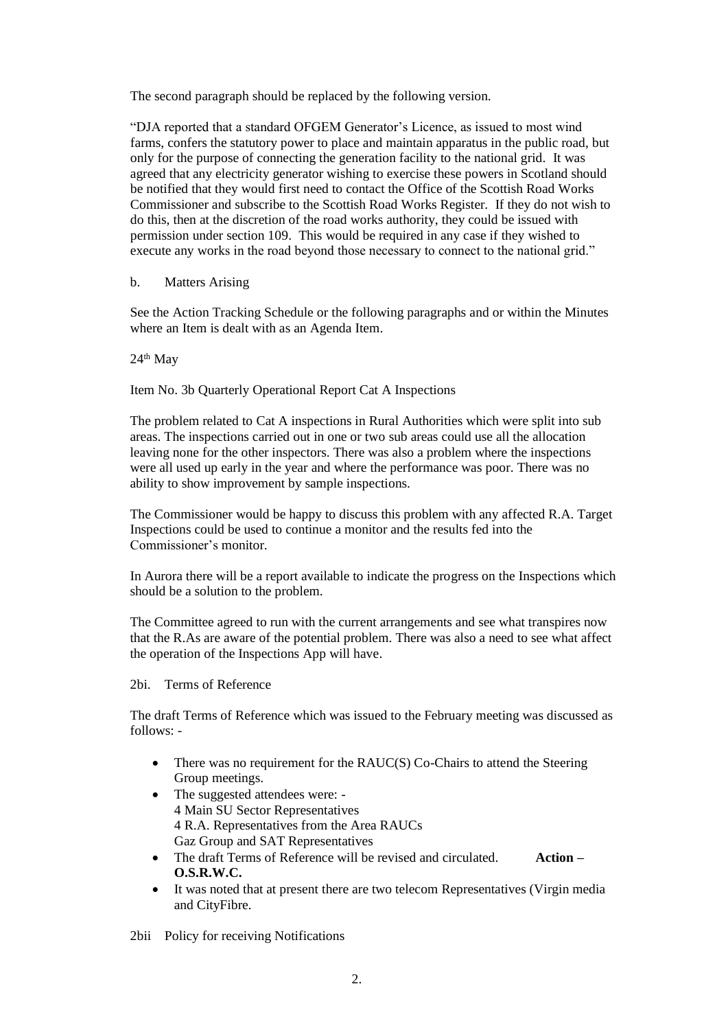The second paragraph should be replaced by the following version.

"DJA reported that a standard OFGEM Generator's Licence, as issued to most wind farms, confers the statutory power to place and maintain apparatus in the public road, but only for the purpose of connecting the generation facility to the national grid. It was agreed that any electricity generator wishing to exercise these powers in Scotland should be notified that they would first need to contact the Office of the Scottish Road Works Commissioner and subscribe to the Scottish Road Works Register. If they do not wish to do this, then at the discretion of the road works authority, they could be issued with permission under section 109. This would be required in any case if they wished to execute any works in the road beyond those necessary to connect to the national grid."

b. Matters Arising

See the Action Tracking Schedule or the following paragraphs and or within the Minutes where an Item is dealt with as an Agenda Item.

24th May

Item No. 3b Quarterly Operational Report Cat A Inspections

The problem related to Cat A inspections in Rural Authorities which were split into sub areas. The inspections carried out in one or two sub areas could use all the allocation leaving none for the other inspectors. There was also a problem where the inspections were all used up early in the year and where the performance was poor. There was no ability to show improvement by sample inspections.

The Commissioner would be happy to discuss this problem with any affected R.A. Target Inspections could be used to continue a monitor and the results fed into the Commissioner's monitor.

In Aurora there will be a report available to indicate the progress on the Inspections which should be a solution to the problem.

The Committee agreed to run with the current arrangements and see what transpires now that the R.As are aware of the potential problem. There was also a need to see what affect the operation of the Inspections App will have.

2bi. Terms of Reference

The draft Terms of Reference which was issued to the February meeting was discussed as follows: -

- There was no requirement for the RAUC(S) Co-Chairs to attend the Steering Group meetings.
- The suggested attendees were: -
  4 Main SU Sector Representatives
  4 R.A. Representatives from the Area RAUCs
  Gaz Group and SAT Representatives
- The draft Terms of Reference will be revised and circulated. **Action – O.S.R.W.C.**
- It was noted that at present there are two telecom Representatives (Virgin media and CityFibre.

2bii Policy for receiving Notifications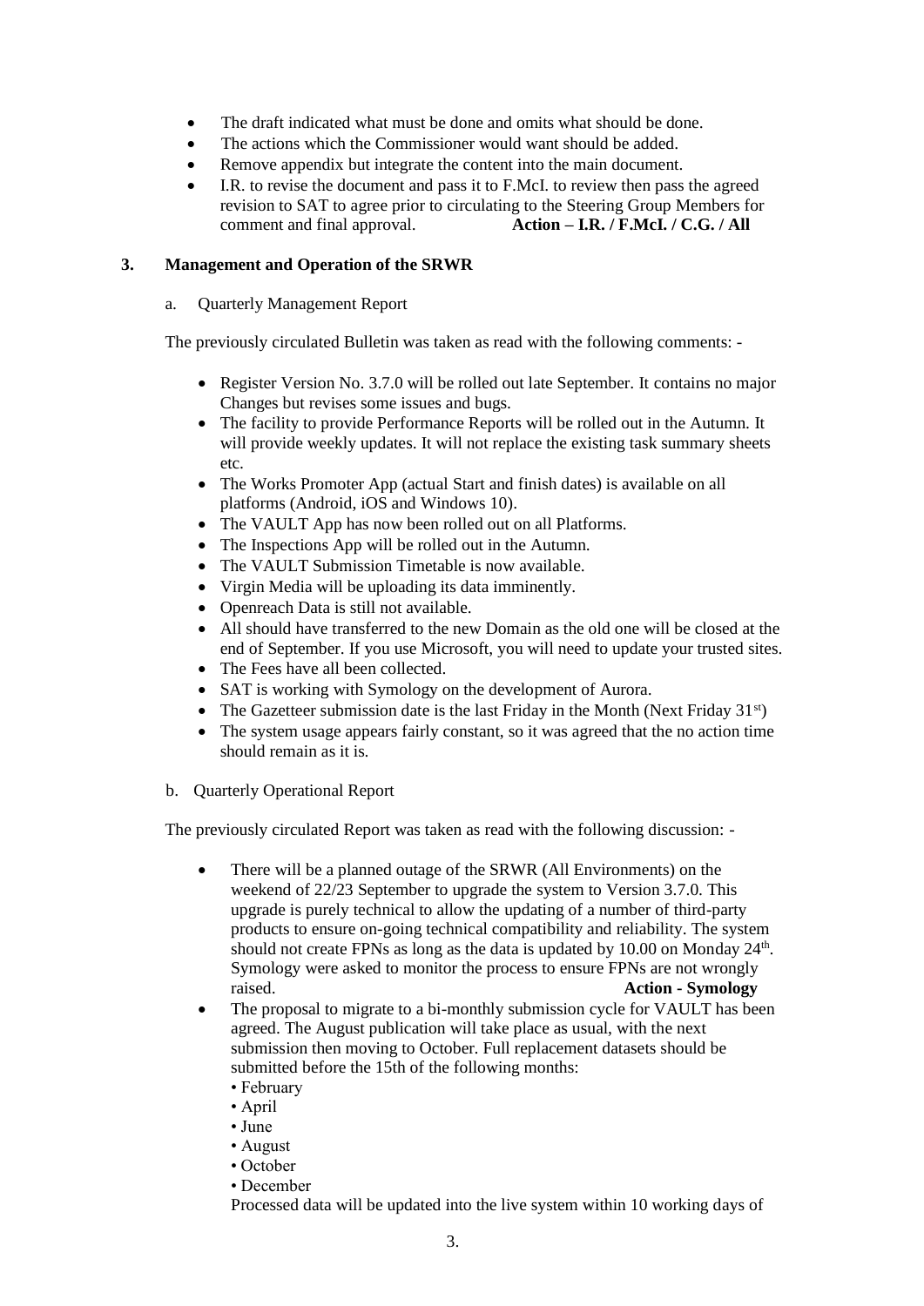- The draft indicated what must be done and omits what should be done.
- The actions which the Commissioner would want should be added.
- Remove appendix but integrate the content into the main document.
- I.R. to revise the document and pass it to F.McI. to review then pass the agreed revision to SAT to agree prior to circulating to the Steering Group Members for comment and final approval. **Action – I.R. / F.McI. / C.G. / All**

## 3. Management and Operation of the SRWR

a. Quarterly Management Report

The previously circulated Bulletin was taken as read with the following comments: -

- Register Version No. 3.7.0 will be rolled out late September. It contains no major Changes but revises some issues and bugs.
- The facility to provide Performance Reports will be rolled out in the Autumn. It will provide weekly updates. It will not replace the existing task summary sheets etc.
- The Works Promoter App (actual Start and finish dates) is available on all platforms (Android, iOS and Windows 10).
- The VAULT App has now been rolled out on all Platforms.
- The Inspections App will be rolled out in the Autumn.
- The VAULT Submission Timetable is now available.
- Virgin Media will be uploading its data imminently.
- Openreach Data is still not available.
- All should have transferred to the new Domain as the old one will be closed at the end of September. If you use Microsoft, you will need to update your trusted sites.
- The Fees have all been collected.
- SAT is working with Symology on the development of Aurora.
- The Gazetteer submission date is the last Friday in the Month (Next Friday 31st)
- The system usage appears fairly constant, so it was agreed that the no action time should remain as it is.

b. Quarterly Operational Report

The previously circulated Report was taken as read with the following discussion: -

- There will be a planned outage of the SRWR (All Environments) on the weekend of 22/23 September to upgrade the system to Version 3.7.0. This upgrade is purely technical to allow the updating of a number of third-party products to ensure on-going technical compatibility and reliability. The system should not create FPNs as long as the data is updated by 10.00 on Monday 24th. Symology were asked to monitor the process to ensure FPNs are not wrongly raised. **Action - Symology**
- The proposal to migrate to a bi-monthly submission cycle for VAULT has been agreed. The August publication will take place as usual, with the next submission then moving to October. Full replacement datasets should be submitted before the 15th of the following months:
  - February
  - April
  - June
  - August
  - October
  - December

  Processed data will be updated into the live system within 10 working days of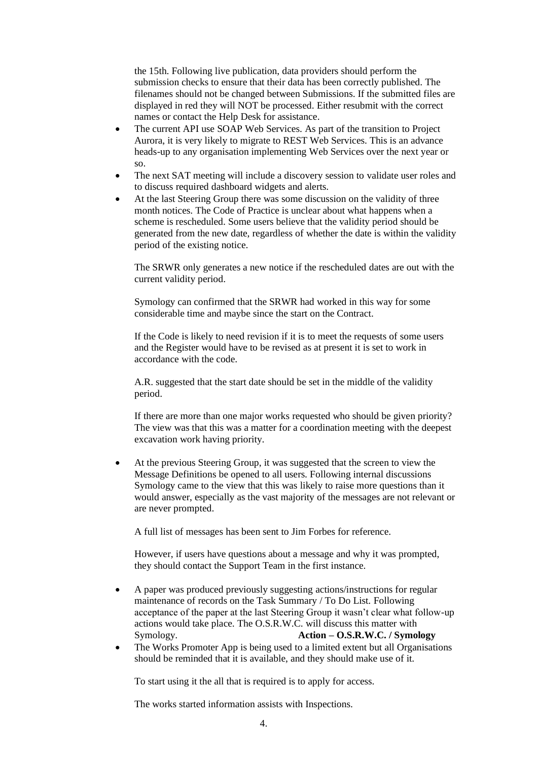the 15th. Following live publication, data providers should perform the submission checks to ensure that their data has been correctly published. The filenames should not be changed between Submissions. If the submitted files are displayed in red they will NOT be processed. Either resubmit with the correct names or contact the Help Desk for assistance.

- The current API use SOAP Web Services. As part of the transition to Project Aurora, it is very likely to migrate to REST Web Services. This is an advance heads-up to any organisation implementing Web Services over the next year or so.
- The next SAT meeting will include a discovery session to validate user roles and to discuss required dashboard widgets and alerts.
- At the last Steering Group there was some discussion on the validity of three month notices. The Code of Practice is unclear about what happens when a scheme is rescheduled. Some users believe that the validity period should be generated from the new date, regardless of whether the date is within the validity period of the existing notice.

  The SRWR only generates a new notice if the rescheduled dates are out with the current validity period.

  Symology can confirmed that the SRWR had worked in this way for some considerable time and maybe since the start on the Contract.

  If the Code is likely to need revision if it is to meet the requests of some users and the Register would have to be revised as at present it is set to work in accordance with the code.

  A.R. suggested that the start date should be set in the middle of the validity period.

  If there are more than one major works requested who should be given priority? The view was that this was a matter for a coordination meeting with the deepest excavation work having priority.

- At the previous Steering Group, it was suggested that the screen to view the Message Definitions be opened to all users. Following internal discussions Symology came to the view that this was likely to raise more questions than it would answer, especially as the vast majority of the messages are not relevant or are never prompted.

  A full list of messages has been sent to Jim Forbes for reference.

  However, if users have questions about a message and why it was prompted, they should contact the Support Team in the first instance.

- A paper was produced previously suggesting actions/instructions for regular maintenance of records on the Task Summary / To Do List. Following acceptance of the paper at the last Steering Group it wasn't clear what follow-up actions would take place. The O.S.R.W.C. will discuss this matter with Symology. **Action – O.S.R.W.C. / Symology**
- The Works Promoter App is being used to a limited extent but all Organisations should be reminded that it is available, and they should make use of it.

  To start using it the all that is required is to apply for access.

  The works started information assists with Inspections.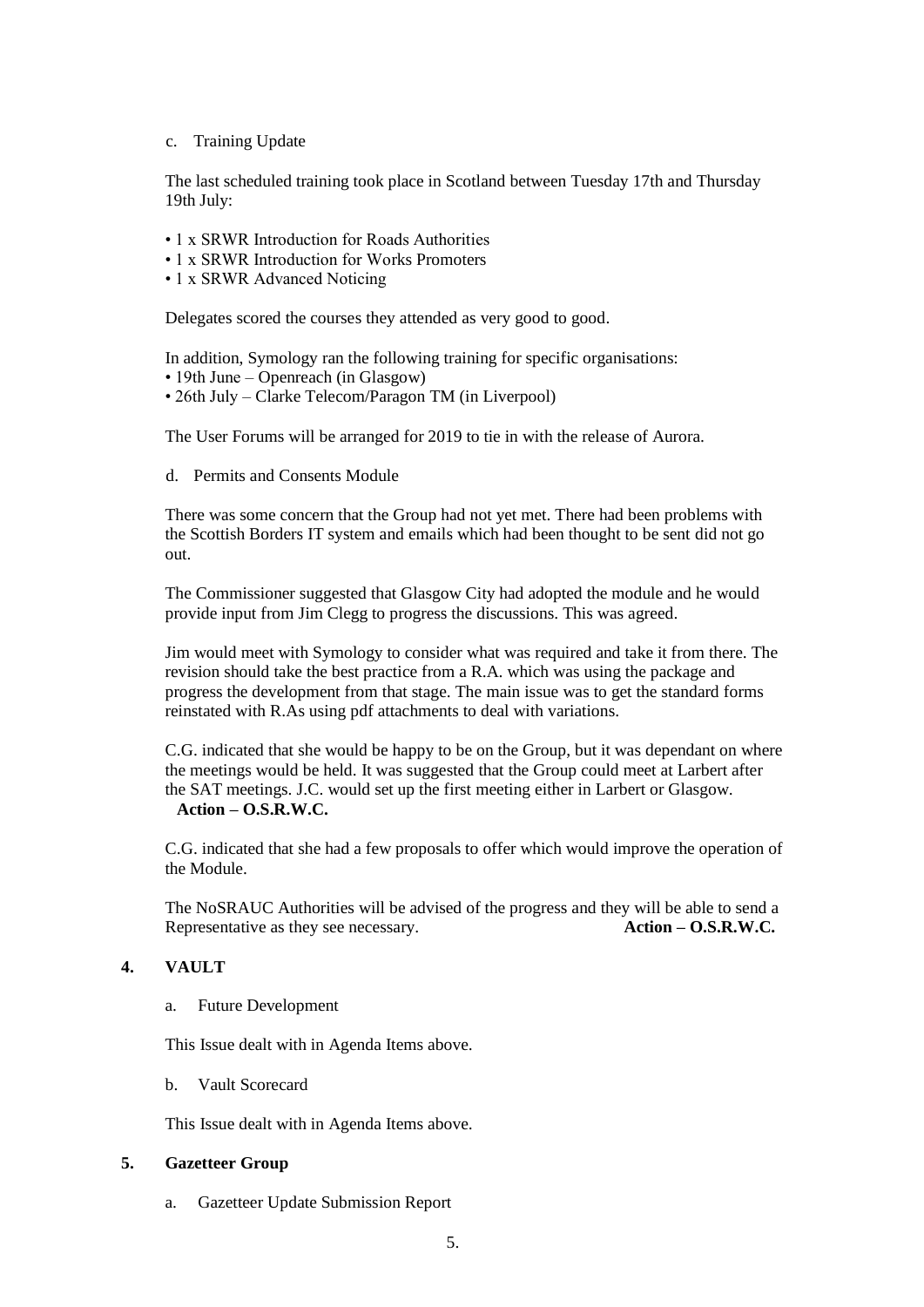c. Training Update

The last scheduled training took place in Scotland between Tuesday 17th and Thursday 19th July:

- 1 x SRWR Introduction for Roads Authorities
- 1 x SRWR Introduction for Works Promoters
- 1 x SRWR Advanced Noticing

Delegates scored the courses they attended as very good to good.

In addition, Symology ran the following training for specific organisations:

- 19th June – Openreach (in Glasgow)
- 26th July – Clarke Telecom/Paragon TM (in Liverpool)

The User Forums will be arranged for 2019 to tie in with the release of Aurora.

d. Permits and Consents Module

There was some concern that the Group had not yet met. There had been problems with the Scottish Borders IT system and emails which had been thought to be sent did not go out.

The Commissioner suggested that Glasgow City had adopted the module and he would provide input from Jim Clegg to progress the discussions. This was agreed.

Jim would meet with Symology to consider what was required and take it from there. The revision should take the best practice from a R.A. which was using the package and progress the development from that stage. The main issue was to get the standard forms reinstated with R.As using pdf attachments to deal with variations.

C.G. indicated that she would be happy to be on the Group, but it was dependant on where the meetings would be held. It was suggested that the Group could meet at Larbert after the SAT meetings. J.C. would set up the first meeting either in Larbert or Glasgow.
**Action – O.S.R.W.C.**

C.G. indicated that she had a few proposals to offer which would improve the operation of the Module.

The NoSRAUC Authorities will be advised of the progress and they will be able to send a Representative as they see necessary. **Action – O.S.R.W.C.**

## 4. VAULT

a. Future Development

This Issue dealt with in Agenda Items above.

b. Vault Scorecard

This Issue dealt with in Agenda Items above.

## 5. Gazetteer Group

a. Gazetteer Update Submission Report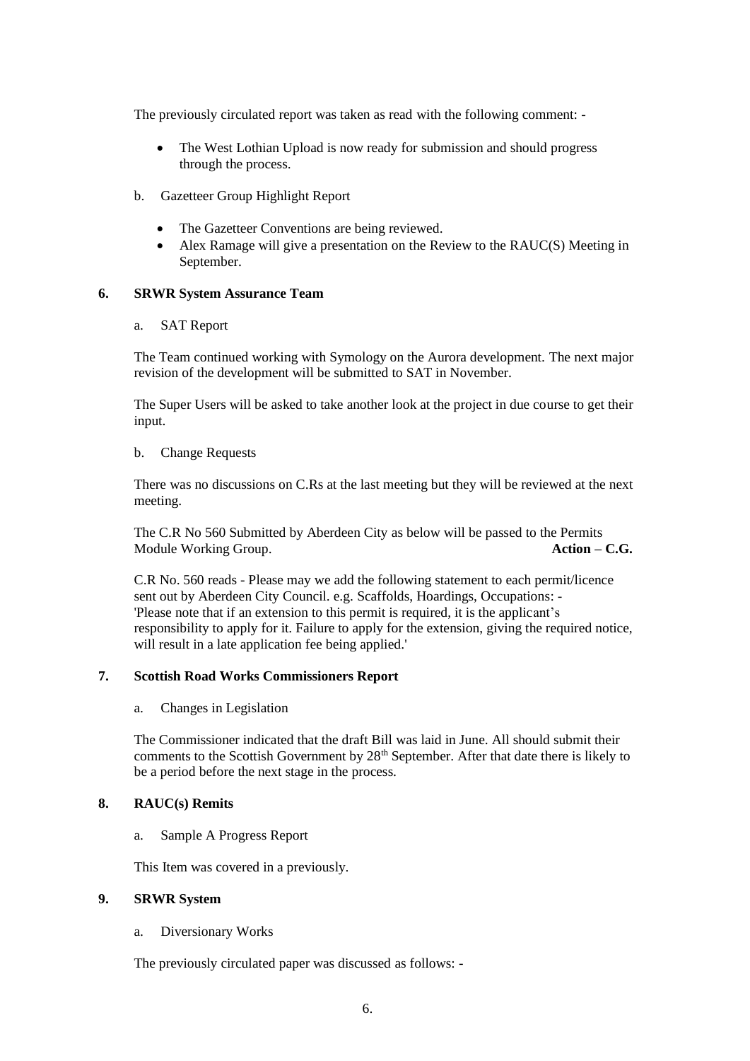The previously circulated report was taken as read with the following comment: -

- The West Lothian Upload is now ready for submission and should progress through the process.

b. Gazetteer Group Highlight Report

- The Gazetteer Conventions are being reviewed.
- Alex Ramage will give a presentation on the Review to the RAUC(S) Meeting in September.

**6. SRWR System Assurance Team**

a. SAT Report

The Team continued working with Symology on the Aurora development. The next major revision of the development will be submitted to SAT in November.

The Super Users will be asked to take another look at the project in due course to get their input.

b. Change Requests

There was no discussions on C.Rs at the last meeting but they will be reviewed at the next meeting.

The C.R No 560 Submitted by Aberdeen City as below will be passed to the Permits Module Working Group. **Action – C.G.**

C.R No. 560 reads - Please may we add the following statement to each permit/licence sent out by Aberdeen City Council. e.g. Scaffolds, Hoardings, Occupations: - 'Please note that if an extension to this permit is required, it is the applicant's responsibility to apply for it. Failure to apply for the extension, giving the required notice, will result in a late application fee being applied.'

**7. Scottish Road Works Commissioners Report**

a. Changes in Legislation

The Commissioner indicated that the draft Bill was laid in June. All should submit their comments to the Scottish Government by 28th September. After that date there is likely to be a period before the next stage in the process.

**8. RAUC(s) Remits**

a. Sample A Progress Report

This Item was covered in a previously.

**9. SRWR System**

a. Diversionary Works

The previously circulated paper was discussed as follows: -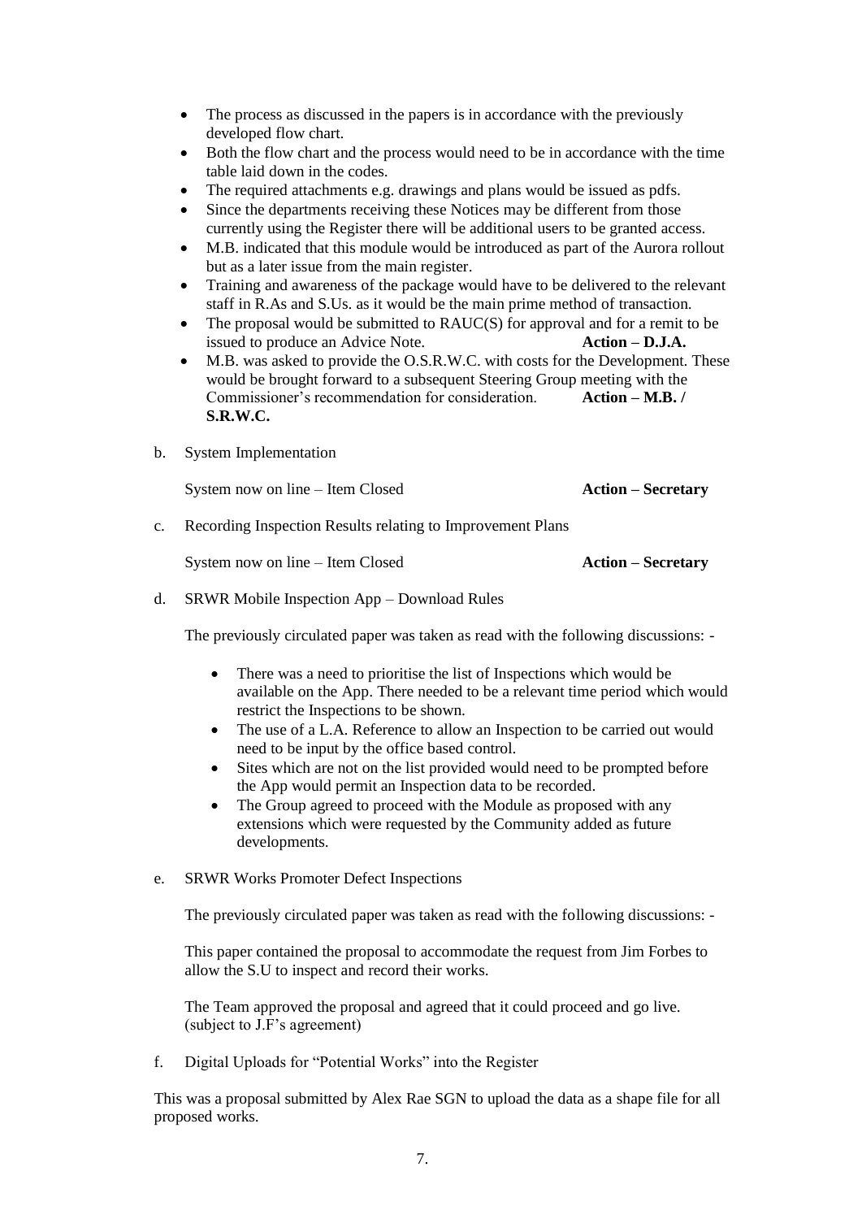- The process as discussed in the papers is in accordance with the previously developed flow chart.
- Both the flow chart and the process would need to be in accordance with the time table laid down in the codes.
- The required attachments e.g. drawings and plans would be issued as pdfs.
- Since the departments receiving these Notices may be different from those currently using the Register there will be additional users to be granted access.
- M.B. indicated that this module would be introduced as part of the Aurora rollout but as a later issue from the main register.
- Training and awareness of the package would have to be delivered to the relevant staff in R.As and S.Us. as it would be the main prime method of transaction.
- The proposal would be submitted to RAUC(S) for approval and for a remit to be issued to produce an Advice Note. **Action – D.J.A.**
- M.B. was asked to provide the O.S.R.W.C. with costs for the Development. These would be brought forward to a subsequent Steering Group meeting with the Commissioner's recommendation for consideration. **Action – M.B. / S.R.W.C.**

b. System Implementation

System now on line – Item Closed **Action – Secretary**

c. Recording Inspection Results relating to Improvement Plans

System now on line – Item Closed **Action – Secretary**

d. SRWR Mobile Inspection App – Download Rules

The previously circulated paper was taken as read with the following discussions: -

- There was a need to prioritise the list of Inspections which would be available on the App. There needed to be a relevant time period which would restrict the Inspections to be shown.
- The use of a L.A. Reference to allow an Inspection to be carried out would need to be input by the office based control.
- Sites which are not on the list provided would need to be prompted before the App would permit an Inspection data to be recorded.
- The Group agreed to proceed with the Module as proposed with any extensions which were requested by the Community added as future developments.

e. SRWR Works Promoter Defect Inspections

The previously circulated paper was taken as read with the following discussions: -

This paper contained the proposal to accommodate the request from Jim Forbes to allow the S.U to inspect and record their works.

The Team approved the proposal and agreed that it could proceed and go live. (subject to J.F's agreement)

f. Digital Uploads for "Potential Works" into the Register

This was a proposal submitted by Alex Rae SGN to upload the data as a shape file for all proposed works.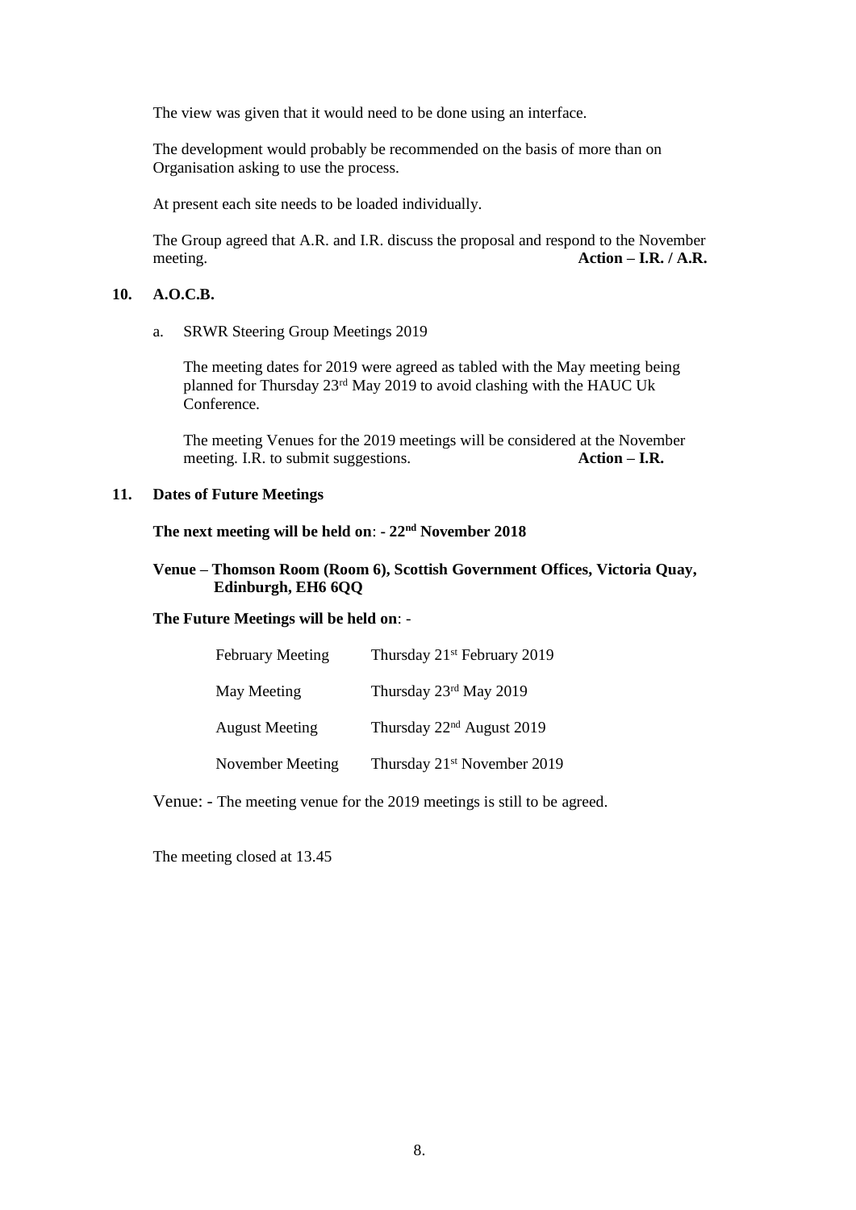The view was given that it would need to be done using an interface.

The development would probably be recommended on the basis of more than on Organisation asking to use the process.

At present each site needs to be loaded individually.

The Group agreed that A.R. and I.R. discuss the proposal and respond to the November meeting. **Action – I.R. / A.R.**

**10. A.O.C.B.**

a. SRWR Steering Group Meetings 2019

The meeting dates for 2019 were agreed as tabled with the May meeting being planned for Thursday 23rd May 2019 to avoid clashing with the HAUC Uk Conference.

The meeting Venues for the 2019 meetings will be considered at the November meeting. I.R. to submit suggestions. **Action – I.R.**

**11. Dates of Future Meetings**

**The next meeting will be held on**: - **22nd November 2018**

**Venue – Thomson Room (Room 6), Scottish Government Offices, Victoria Quay, Edinburgh, EH6 6QQ**

**The Future Meetings will be held on**: -

| | |
|---|---|
| February Meeting | Thursday 21st February 2019 |
| May Meeting | Thursday 23rd May 2019 |
| August Meeting | Thursday 22nd August 2019 |
| November Meeting | Thursday 21st November 2019 |

Venue: - The meeting venue for the 2019 meetings is still to be agreed.

The meeting closed at 13.45